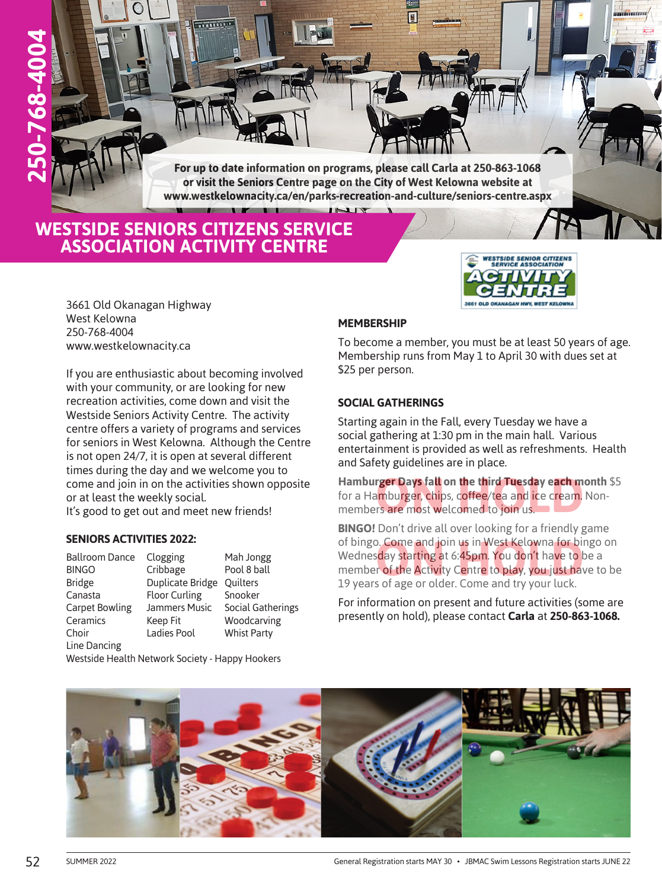250-768-4004

For up to date information on programs, please call Carla at 250-863-1068 or visit the Seniors Centre page on the City of West Kelowna website at www.westkelownacity.ca/en/parks-recreation-and-culture/seniors-centre.aspx

# WESTSIDE SENIORS CITIZENS SERVICE ASSOCIATION ACTIVITY CENTRE

3661 Old Okanagan Highway
West Kelowna
250-768-4004
www.westkelownacity.ca

If you are enthusiastic about becoming involved with your community, or are looking for new recreation activities, come down and visit the Westside Seniors Activity Centre. The activity centre offers a variety of programs and services for seniors in West Kelowna. Although the Centre is not open 24/7, it is open at several different times during the day and we welcome you to come and join in on the activities shown opposite or at least the weekly social.
It's good to get out and meet new friends!

### SENIORS ACTIVITIES 2022:

| | | |
|---|---|---|
| Ballroom Dance | Clogging | Mah Jongg |
| BINGO | Cribbage | Pool 8 ball |
| Bridge | Duplicate Bridge | Quilters |
| Canasta | Floor Curling | Snooker |
| Carpet Bowling | Jammers Music | Social Gatherings |
| Ceramics | Keep Fit | Woodcarving |
| Choir | Ladies Pool | Whist Party |
| Line Dancing | | |

Westside Health Network Society - Happy Hookers

### MEMBERSHIP

To become a member, you must be at least 50 years of age. Membership runs from May 1 to April 30 with dues set at $25 per person.

### SOCIAL GATHERINGS

Starting again in the Fall, every Tuesday we have a social gathering at 1:30 pm in the main hall. Various entertainment is provided as well as refreshments. Health and Safety guidelines are in place.

ON HOLD

**Hamburger Days fall on the third Tuesday each month** $5 for a Hamburger, chips, coffee/tea and ice cream. Non-members are most welcomed to join us.

ON HOLD

**BINGO!** Don't drive all over looking for a friendly game of bingo. Come and join us in West Kelowna for bingo on Wednesday starting at 6:45pm. You don't have to be a member of the Activity Centre to play, you just have to be 19 years of age or older. Come and try your luck.

For information on present and future activities (some are presently on hold), please contact **Carla** at **250-863-1068.**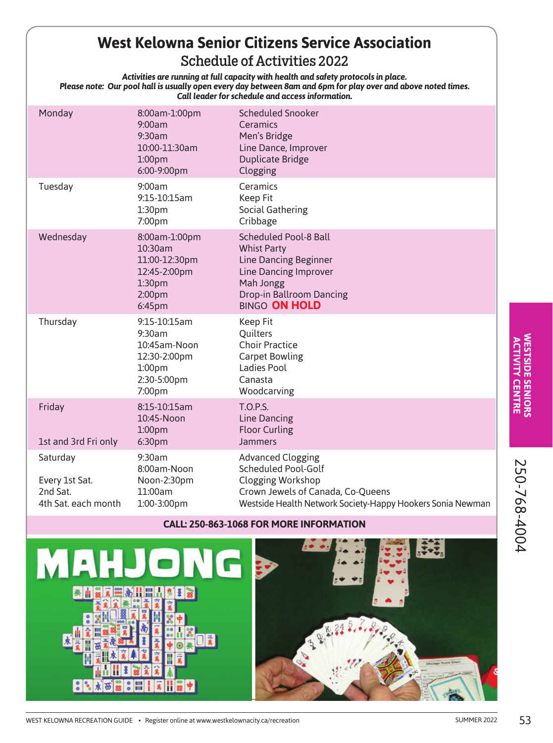# West Kelowna Senior Citizens Service Association

## Schedule of Activities 2022

***Activities are running at full capacity with health and safety protocols in place.***
***Please note: Our pool hall is usually open every day between 8am and 6pm for play over and above noted times.***
***Call leader for schedule and access information.***

| | | |
|---|---|---|
| Monday | 8:00am-1:00pm | Scheduled Snooker |
| | 9:00am | Ceramics |
| | 9:30am | Men's Bridge |
| | 10:00-11:30am | Line Dance, Improver |
| | 1:00pm | Duplicate Bridge |
| | 6:00-9:00pm | Clogging |
| Tuesday | 9:00am | Ceramics |
| | 9:15-10:15am | Keep Fit |
| | 1:30pm | Social Gathering |
| | 7:00pm | Cribbage |
| Wednesday | 8:00am-1:00pm | Scheduled Pool-8 Ball |
| | 10:30am | Whist Party |
| | 11:00-12:30pm | Line Dancing Beginner |
| | 12:45-2:00pm | Line Dancing Improver |
| | 1:30pm | Mah Jongg |
| | 2:00pm | Drop-in Ballroom Dancing |
| | 6:45pm | BINGO **ON HOLD** |
| Thursday | 9:15-10:15am | Keep Fit |
| | 9:30am | Quilters |
| | 10:45am-Noon | Choir Practice |
| | 12:30-2:00pm | Carpet Bowling |
| | 1:00pm | Ladies Pool |
| | 2:30-5:00pm | Canasta |
| | 7:00pm | Woodcarving |
| Friday | 8:15-10:15am | T.O.P.S. |
| | 10:45-Noon | Line Dancing |
| | 1:00pm | Floor Curling |
| 1st and 3rd Fri only | 6:30pm | Jammers |
| Saturday | 9:30am | Advanced Clogging |
| | 8:00am-Noon | Scheduled Pool-Golf |
| Every 1st Sat. | Noon-2:30pm | Clogging Workshop |
| 2nd Sat. | 11:00am | Crown Jewels of Canada, Co-Queens |
| 4th Sat. each month | 1:00-3:00pm | Westside Health Network Society-Happy Hookers Sonia Newman |

**CALL: 250-863-1068 FOR MORE INFORMATION**

MAHJONG

WESTSIDE SENIORS ACTIVITY CENTRE

250-768-4004